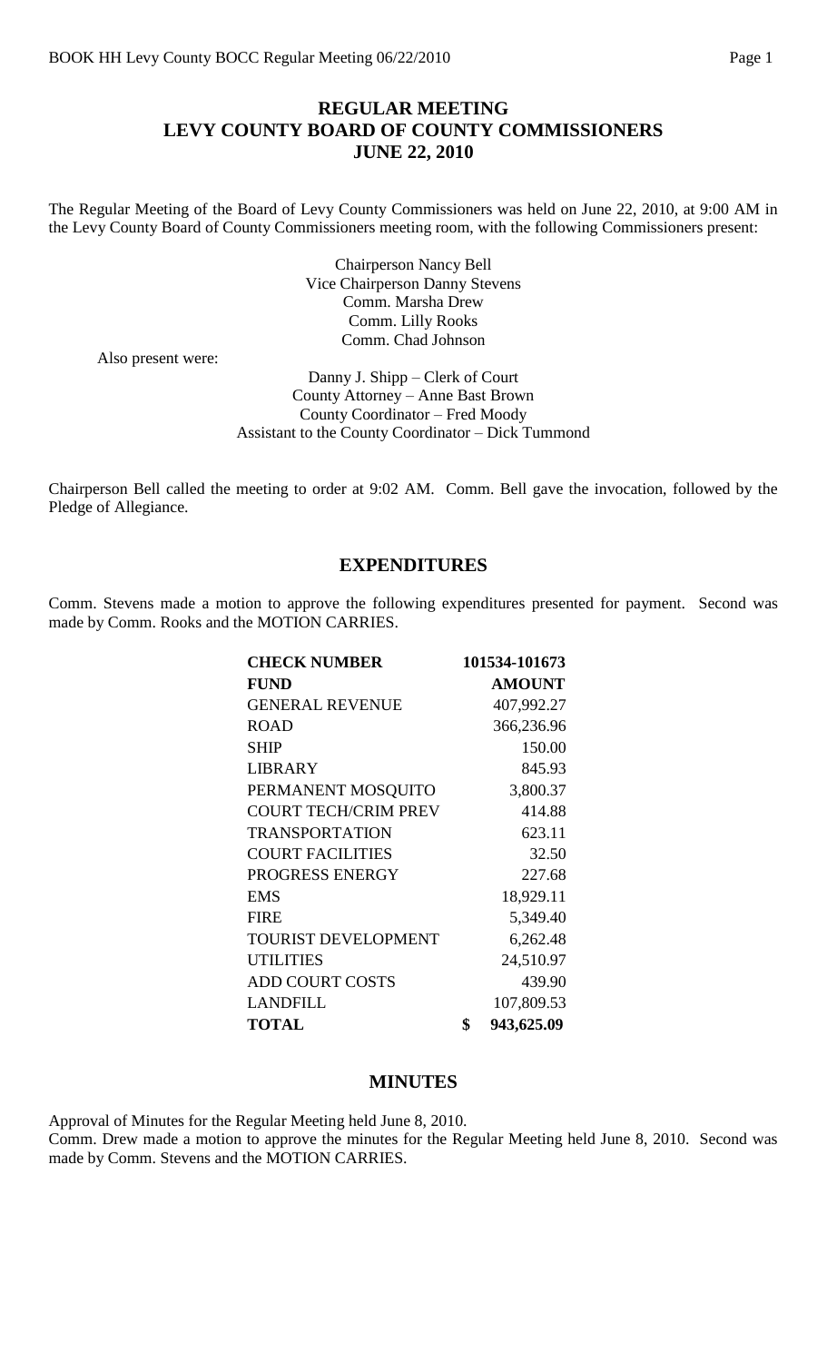# REGULAR MEETING
# LEVY COUNTY BOARD OF COUNTY COMMISSIONERS
# JUNE 22, 2010

The Regular Meeting of the Board of Levy County Commissioners was held on June 22, 2010, at 9:00 AM in the Levy County Board of County Commissioners meeting room, with the following Commissioners present:

Chairperson Nancy Bell
Vice Chairperson Danny Stevens
Comm. Marsha Drew
Comm. Lilly Rooks
Comm. Chad Johnson

Also present were:

Danny J. Shipp – Clerk of Court
County Attorney – Anne Bast Brown
County Coordinator – Fred Moody
Assistant to the County Coordinator – Dick Tummond

Chairperson Bell called the meeting to order at 9:02 AM. Comm. Bell gave the invocation, followed by the Pledge of Allegiance.

## EXPENDITURES

Comm. Stevens made a motion to approve the following expenditures presented for payment. Second was made by Comm. Rooks and the MOTION CARRIES.

| **CHECK NUMBER** | **101534-101673** |
|---|---|
| **FUND** | **AMOUNT** |
| GENERAL REVENUE | 407,992.27 |
| ROAD | 366,236.96 |
| SHIP | 150.00 |
| LIBRARY | 845.93 |
| PERMANENT MOSQUITO | 3,800.37 |
| COURT TECH/CRIM PREV | 414.88 |
| TRANSPORTATION | 623.11 |
| COURT FACILITIES | 32.50 |
| PROGRESS ENERGY | 227.68 |
| EMS | 18,929.11 |
| FIRE | 5,349.40 |
| TOURIST DEVELOPMENT | 6,262.48 |
| UTILITIES | 24,510.97 |
| ADD COURT COSTS | 439.90 |
| LANDFILL | 107,809.53 |
| **TOTAL** | **$ 943,625.09** |

## MINUTES

Approval of Minutes for the Regular Meeting held June 8, 2010.

Comm. Drew made a motion to approve the minutes for the Regular Meeting held June 8, 2010. Second was made by Comm. Stevens and the MOTION CARRIES.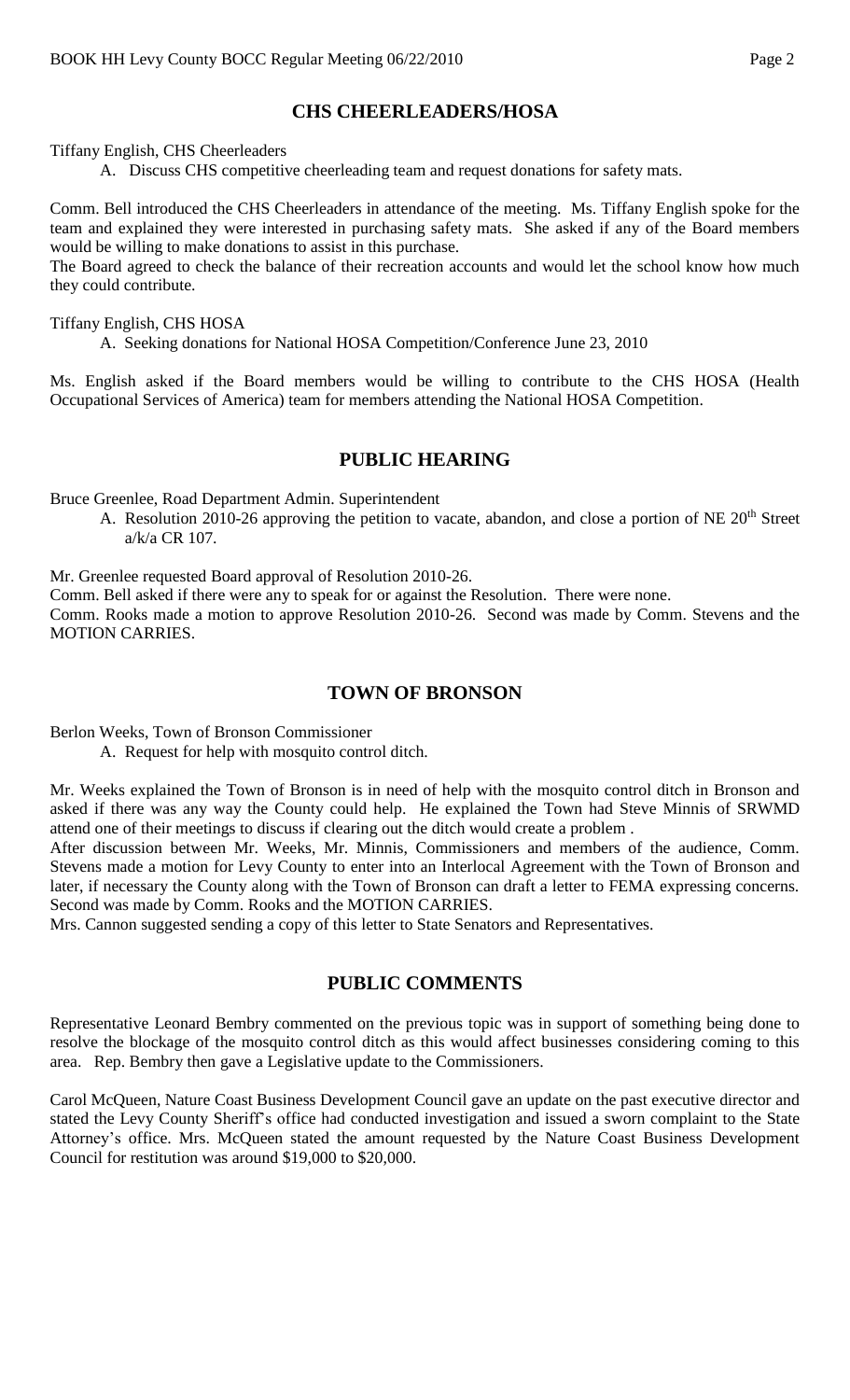## CHS CHEERLEADERS/HOSA

Tiffany English, CHS Cheerleaders

A. Discuss CHS competitive cheerleading team and request donations for safety mats.

Comm. Bell introduced the CHS Cheerleaders in attendance of the meeting. Ms. Tiffany English spoke for the team and explained they were interested in purchasing safety mats. She asked if any of the Board members would be willing to make donations to assist in this purchase.
The Board agreed to check the balance of their recreation accounts and would let the school know how much they could contribute.

Tiffany English, CHS HOSA

A. Seeking donations for National HOSA Competition/Conference June 23, 2010

Ms. English asked if the Board members would be willing to contribute to the CHS HOSA (Health Occupational Services of America) team for members attending the National HOSA Competition.

## PUBLIC HEARING

Bruce Greenlee, Road Department Admin. Superintendent

A. Resolution 2010-26 approving the petition to vacate, abandon, and close a portion of NE 20th Street a/k/a CR 107.

Mr. Greenlee requested Board approval of Resolution 2010-26.
Comm. Bell asked if there were any to speak for or against the Resolution. There were none.
Comm. Rooks made a motion to approve Resolution 2010-26. Second was made by Comm. Stevens and the MOTION CARRIES.

## TOWN OF BRONSON

Berlon Weeks, Town of Bronson Commissioner

A. Request for help with mosquito control ditch.

Mr. Weeks explained the Town of Bronson is in need of help with the mosquito control ditch in Bronson and asked if there was any way the County could help. He explained the Town had Steve Minnis of SRWMD attend one of their meetings to discuss if clearing out the ditch would create a problem .
After discussion between Mr. Weeks, Mr. Minnis, Commissioners and members of the audience, Comm. Stevens made a motion for Levy County to enter into an Interlocal Agreement with the Town of Bronson and later, if necessary the County along with the Town of Bronson can draft a letter to FEMA expressing concerns. Second was made by Comm. Rooks and the MOTION CARRIES.
Mrs. Cannon suggested sending a copy of this letter to State Senators and Representatives.

## PUBLIC COMMENTS

Representative Leonard Bembry commented on the previous topic was in support of something being done to resolve the blockage of the mosquito control ditch as this would affect businesses considering coming to this area. Rep. Bembry then gave a Legislative update to the Commissioners.

Carol McQueen, Nature Coast Business Development Council gave an update on the past executive director and stated the Levy County Sheriff's office had conducted investigation and issued a sworn complaint to the State Attorney's office. Mrs. McQueen stated the amount requested by the Nature Coast Business Development Council for restitution was around $19,000 to $20,000.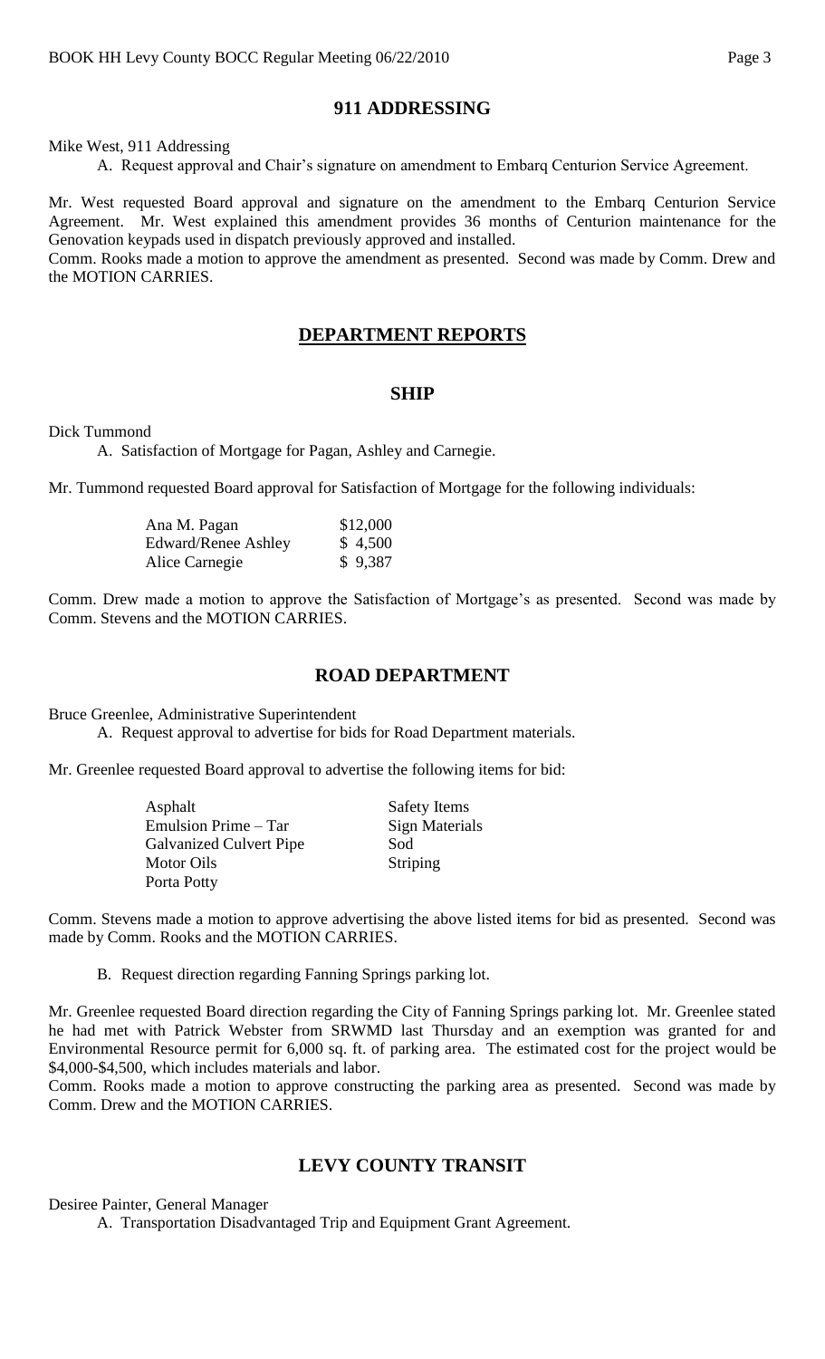## 911 ADDRESSING

Mike West, 911 Addressing

A. Request approval and Chair's signature on amendment to Embarq Centurion Service Agreement.

Mr. West requested Board approval and signature on the amendment to the Embarq Centurion Service Agreement. Mr. West explained this amendment provides 36 months of Centurion maintenance for the Genovation keypads used in dispatch previously approved and installed.

Comm. Rooks made a motion to approve the amendment as presented. Second was made by Comm. Drew and the MOTION CARRIES.

## DEPARTMENT REPORTS

### SHIP

Dick Tummond

A. Satisfaction of Mortgage for Pagan, Ashley and Carnegie.

Mr. Tummond requested Board approval for Satisfaction of Mortgage for the following individuals:

| | |
|---|---|
| Ana M. Pagan | $12,000 |
| Edward/Renee Ashley | $ 4,500 |
| Alice Carnegie | $ 9,387 |

Comm. Drew made a motion to approve the Satisfaction of Mortgage's as presented. Second was made by Comm. Stevens and the MOTION CARRIES.

### ROAD DEPARTMENT

Bruce Greenlee, Administrative Superintendent

A. Request approval to advertise for bids for Road Department materials.

Mr. Greenlee requested Board approval to advertise the following items for bid:

| | |
|---|---|
| Asphalt | Safety Items |
| Emulsion Prime – Tar | Sign Materials |
| Galvanized Culvert Pipe | Sod |
| Motor Oils | Striping |
| Porta Potty | |

Comm. Stevens made a motion to approve advertising the above listed items for bid as presented. Second was made by Comm. Rooks and the MOTION CARRIES.

B. Request direction regarding Fanning Springs parking lot.

Mr. Greenlee requested Board direction regarding the City of Fanning Springs parking lot. Mr. Greenlee stated he had met with Patrick Webster from SRWMD last Thursday and an exemption was granted for and Environmental Resource permit for 6,000 sq. ft. of parking area. The estimated cost for the project would be $4,000-$4,500, which includes materials and labor.

Comm. Rooks made a motion to approve constructing the parking area as presented. Second was made by Comm. Drew and the MOTION CARRIES.

### LEVY COUNTY TRANSIT

Desiree Painter, General Manager

A. Transportation Disadvantaged Trip and Equipment Grant Agreement.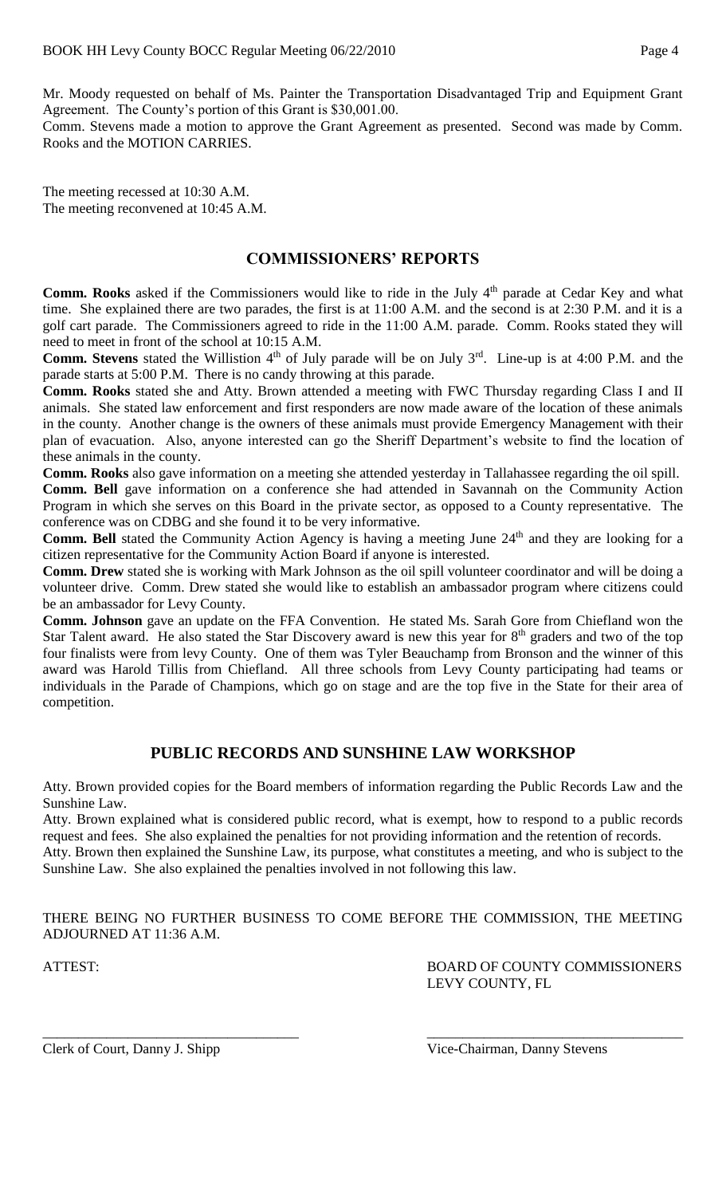Mr. Moody requested on behalf of Ms. Painter the Transportation Disadvantaged Trip and Equipment Grant Agreement. The County's portion of this Grant is $30,001.00.

Comm. Stevens made a motion to approve the Grant Agreement as presented. Second was made by Comm. Rooks and the MOTION CARRIES.

The meeting recessed at 10:30 A.M.
The meeting reconvened at 10:45 A.M.

## COMMISSIONERS' REPORTS

**Comm. Rooks** asked if the Commissioners would like to ride in the July 4th parade at Cedar Key and what time. She explained there are two parades, the first is at 11:00 A.M. and the second is at 2:30 P.M. and it is a golf cart parade. The Commissioners agreed to ride in the 11:00 A.M. parade. Comm. Rooks stated they will need to meet in front of the school at 10:15 A.M.

**Comm. Stevens** stated the Willistion 4th of July parade will be on July 3rd. Line-up is at 4:00 P.M. and the parade starts at 5:00 P.M. There is no candy throwing at this parade.

**Comm. Rooks** stated she and Atty. Brown attended a meeting with FWC Thursday regarding Class I and II animals. She stated law enforcement and first responders are now made aware of the location of these animals in the county. Another change is the owners of these animals must provide Emergency Management with their plan of evacuation. Also, anyone interested can go the Sheriff Department's website to find the location of these animals in the county.

**Comm. Rooks** also gave information on a meeting she attended yesterday in Tallahassee regarding the oil spill.

**Comm. Bell** gave information on a conference she had attended in Savannah on the Community Action Program in which she serves on this Board in the private sector, as opposed to a County representative. The conference was on CDBG and she found it to be very informative.

**Comm. Bell** stated the Community Action Agency is having a meeting June 24th and they are looking for a citizen representative for the Community Action Board if anyone is interested.

**Comm. Drew** stated she is working with Mark Johnson as the oil spill volunteer coordinator and will be doing a volunteer drive. Comm. Drew stated she would like to establish an ambassador program where citizens could be an ambassador for Levy County.

**Comm. Johnson** gave an update on the FFA Convention. He stated Ms. Sarah Gore from Chiefland won the Star Talent award. He also stated the Star Discovery award is new this year for 8th graders and two of the top four finalists were from levy County. One of them was Tyler Beauchamp from Bronson and the winner of this award was Harold Tillis from Chiefland. All three schools from Levy County participating had teams or individuals in the Parade of Champions, which go on stage and are the top five in the State for their area of competition.

## PUBLIC RECORDS AND SUNSHINE LAW WORKSHOP

Atty. Brown provided copies for the Board members of information regarding the Public Records Law and the Sunshine Law.

Atty. Brown explained what is considered public record, what is exempt, how to respond to a public records request and fees. She also explained the penalties for not providing information and the retention of records.

Atty. Brown then explained the Sunshine Law, its purpose, what constitutes a meeting, and who is subject to the Sunshine Law. She also explained the penalties involved in not following this law.

THERE BEING NO FURTHER BUSINESS TO COME BEFORE THE COMMISSION, THE MEETING ADJOURNED AT 11:36 A.M.

ATTEST:

BOARD OF COUNTY COMMISSIONERS
LEVY COUNTY, FL

\_\_\_\_\_\_\_\_\_\_\_\_\_\_\_\_\_\_\_\_\_\_\_\_\_\_\_\_\_\_\_\_\_\_\_\_\_\_
Clerk of Court, Danny J. Shipp

\_\_\_\_\_\_\_\_\_\_\_\_\_\_\_\_\_\_\_\_\_\_\_\_\_\_\_\_\_\_\_\_\_\_\_\_\_\_
Vice-Chairman, Danny Stevens